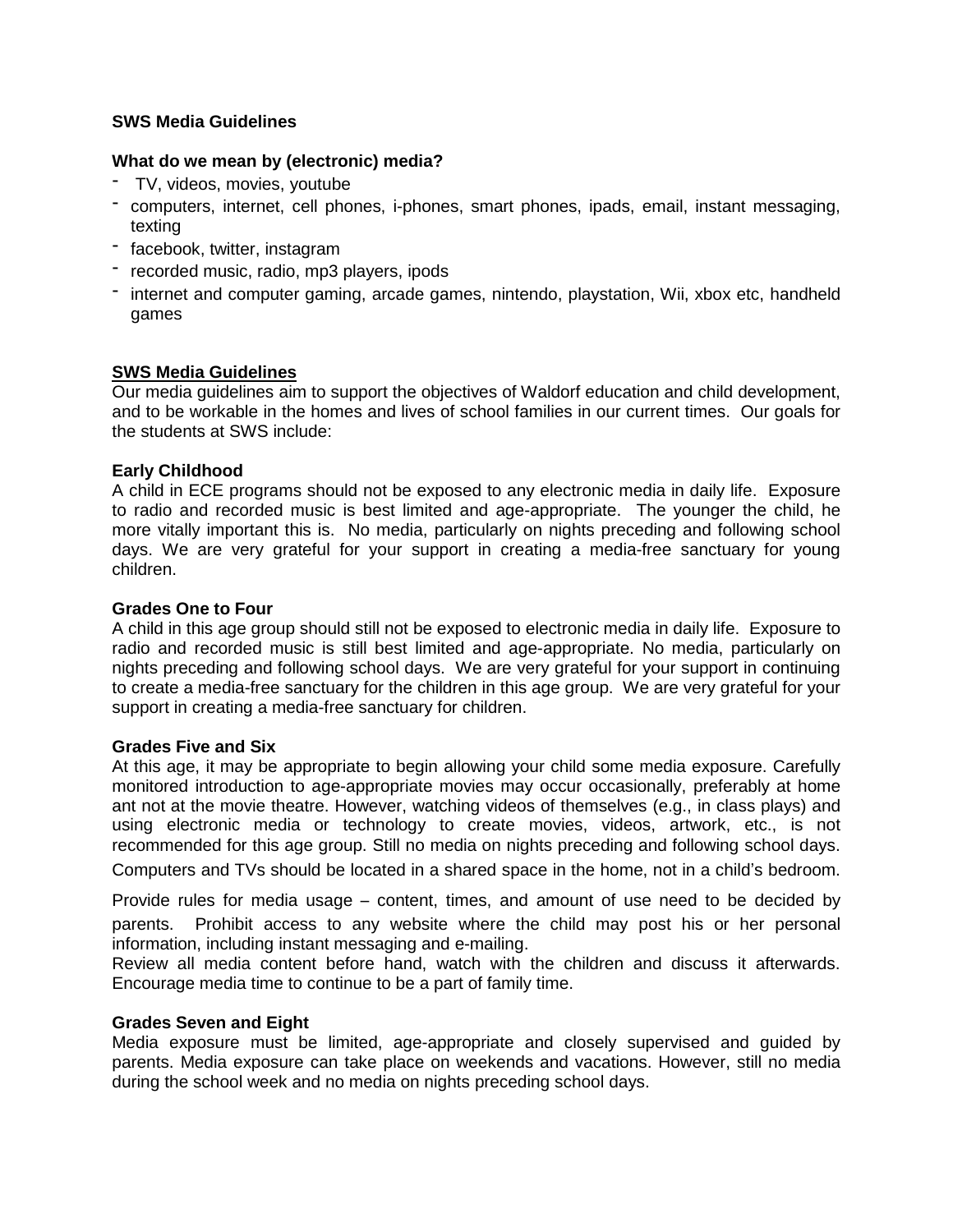**SWS Media Guidelines**

**What do we mean by (electronic) media?**

- TV, videos, movies, youtube
- computers, internet, cell phones, i-phones, smart phones, ipads, email, instant messaging, texting
- facebook, twitter, instagram
- recorded music, radio, mp3 players, ipods
- internet and computer gaming, arcade games, nintendo, playstation, Wii, xbox etc, handheld games

**SWS Media Guidelines**

Our media guidelines aim to support the objectives of Waldorf education and child development, and to be workable in the homes and lives of school families in our current times. Our goals for the students at SWS include:

**Early Childhood**

A child in ECE programs should not be exposed to any electronic media in daily life. Exposure to radio and recorded music is best limited and age-appropriate. The younger the child, he more vitally important this is. No media, particularly on nights preceding and following school days. We are very grateful for your support in creating a media-free sanctuary for young children.

**Grades One to Four**

A child in this age group should still not be exposed to electronic media in daily life. Exposure to radio and recorded music is still best limited and age-appropriate. No media, particularly on nights preceding and following school days. We are very grateful for your support in continuing to create a media-free sanctuary for the children in this age group. We are very grateful for your support in creating a media-free sanctuary for children.

**Grades Five and Six**

At this age, it may be appropriate to begin allowing your child some media exposure. Carefully monitored introduction to age-appropriate movies may occur occasionally, preferably at home ant not at the movie theatre. However, watching videos of themselves (e.g., in class plays) and using electronic media or technology to create movies, videos, artwork, etc., is not recommended for this age group. Still no media on nights preceding and following school days.

Computers and TVs should be located in a shared space in the home, not in a child's bedroom.

Provide rules for media usage – content, times, and amount of use need to be decided by parents. Prohibit access to any website where the child may post his or her personal information, including instant messaging and e-mailing.

Review all media content before hand, watch with the children and discuss it afterwards. Encourage media time to continue to be a part of family time.

**Grades Seven and Eight**

Media exposure must be limited, age-appropriate and closely supervised and guided by parents. Media exposure can take place on weekends and vacations. However, still no media during the school week and no media on nights preceding school days.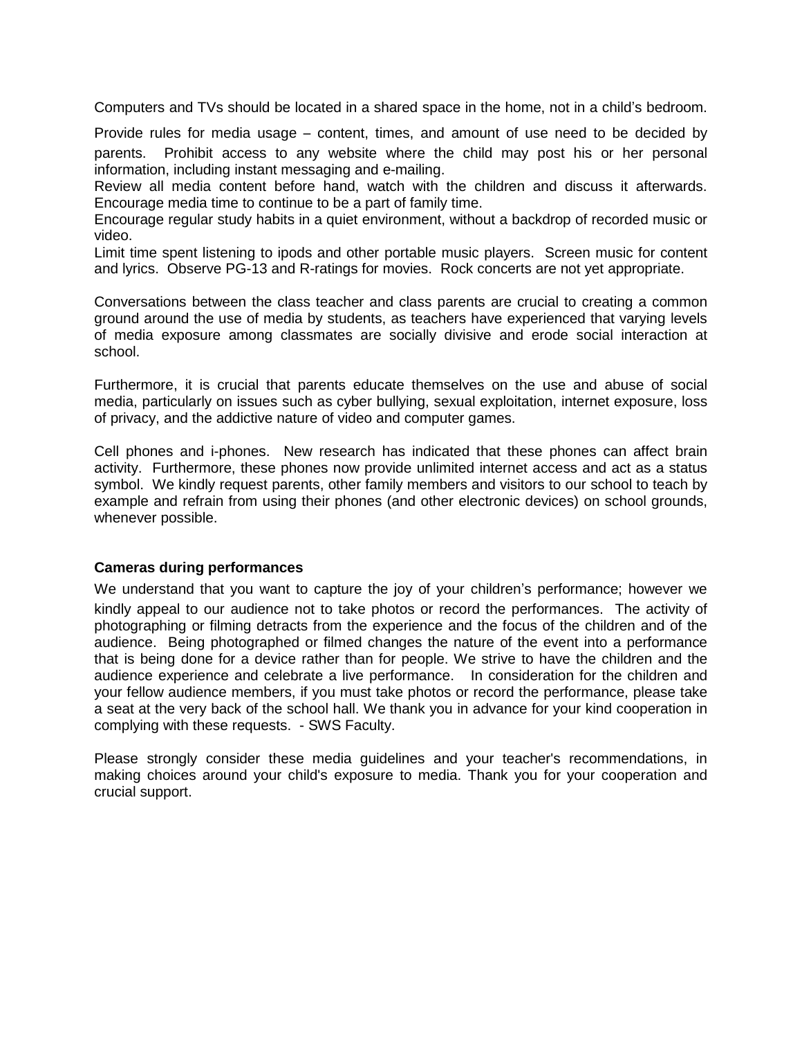Computers and TVs should be located in a shared space in the home, not in a child's bedroom.

Provide rules for media usage – content, times, and amount of use need to be decided by parents. Prohibit access to any website where the child may post his or her personal information, including instant messaging and e-mailing.
Review all media content before hand, watch with the children and discuss it afterwards. Encourage media time to continue to be a part of family time.
Encourage regular study habits in a quiet environment, without a backdrop of recorded music or video.
Limit time spent listening to ipods and other portable music players. Screen music for content and lyrics. Observe PG-13 and R-ratings for movies. Rock concerts are not yet appropriate.

Conversations between the class teacher and class parents are crucial to creating a common ground around the use of media by students, as teachers have experienced that varying levels of media exposure among classmates are socially divisive and erode social interaction at school.

Furthermore, it is crucial that parents educate themselves on the use and abuse of social media, particularly on issues such as cyber bullying, sexual exploitation, internet exposure, loss of privacy, and the addictive nature of video and computer games.

Cell phones and i-phones. New research has indicated that these phones can affect brain activity. Furthermore, these phones now provide unlimited internet access and act as a status symbol. We kindly request parents, other family members and visitors to our school to teach by example and refrain from using their phones (and other electronic devices) on school grounds, whenever possible.

**Cameras during performances**

We understand that you want to capture the joy of your children's performance; however we kindly appeal to our audience not to take photos or record the performances. The activity of photographing or filming detracts from the experience and the focus of the children and of the audience. Being photographed or filmed changes the nature of the event into a performance that is being done for a device rather than for people. We strive to have the children and the audience experience and celebrate a live performance. In consideration for the children and your fellow audience members, if you must take photos or record the performance, please take a seat at the very back of the school hall. We thank you in advance for your kind cooperation in complying with these requests. - SWS Faculty.

Please strongly consider these media guidelines and your teacher's recommendations, in making choices around your child's exposure to media. Thank you for your cooperation and crucial support.